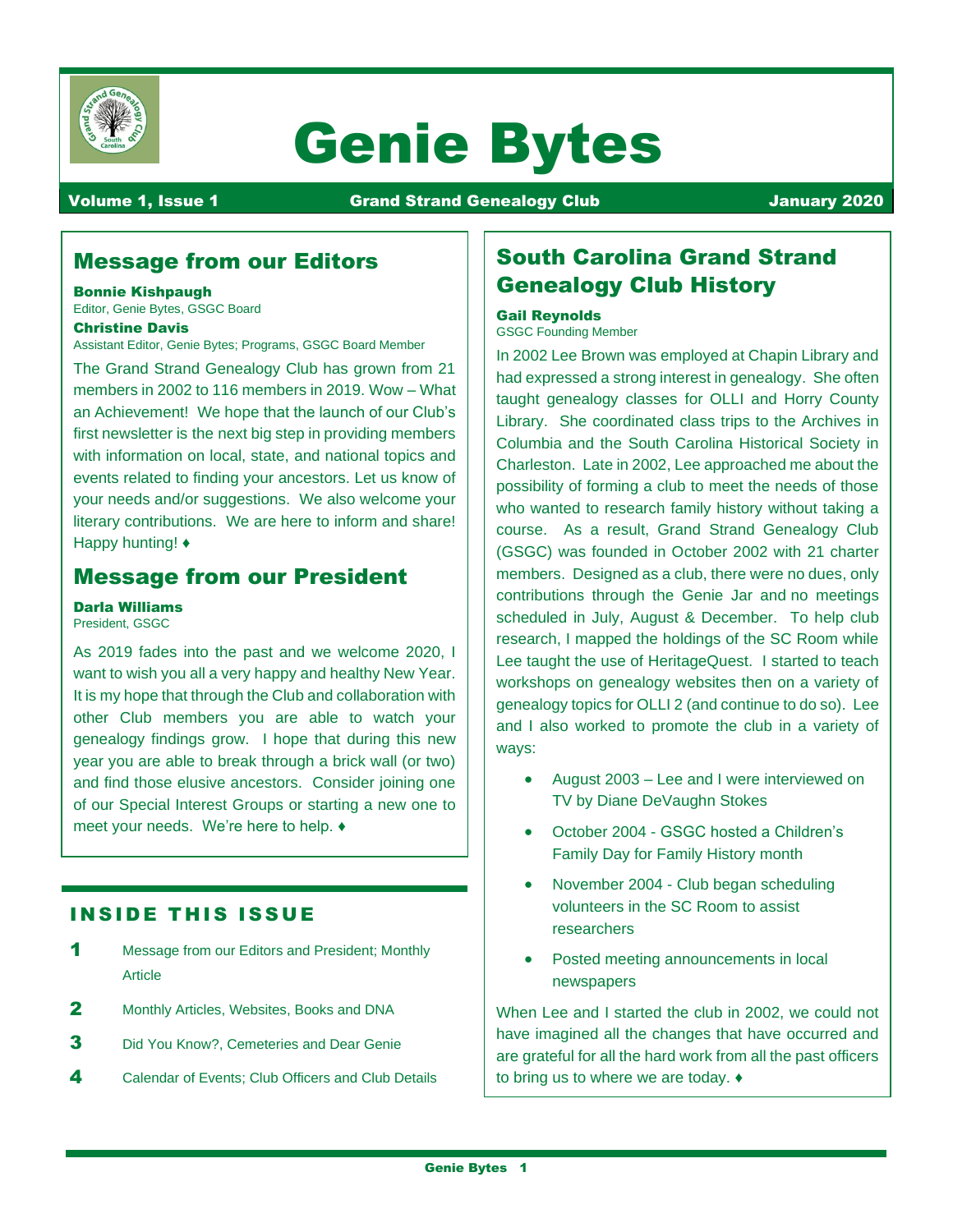# Genie Bytes

**Volume 1, Issue 1** | **Grand Strand Genealogy Club** | **January 2020**

## Message from our Editors

**Bonnie Kishpaugh**
Editor, Genie Bytes, GSGC Board
**Christine Davis**
Assistant Editor, Genie Bytes; Programs, GSGC Board Member

The Grand Strand Genealogy Club has grown from 21 members in 2002 to 116 members in 2019. Wow – What an Achievement! We hope that the launch of our Club's first newsletter is the next big step in providing members with information on local, state, and national topics and events related to finding your ancestors. Let us know of your needs and/or suggestions. We also welcome your literary contributions. We are here to inform and share! Happy hunting! ♦

## Message from our President

**Darla Williams**
President, GSGC

As 2019 fades into the past and we welcome 2020, I want to wish you all a very happy and healthy New Year. It is my hope that through the Club and collaboration with other Club members you are able to watch your genealogy findings grow. I hope that during this new year you are able to break through a brick wall (or two) and find those elusive ancestors. Consider joining one of our Special Interest Groups or starting a new one to meet your needs. We're here to help. ♦

## INSIDE THIS ISSUE

| | |
|---|---|
| **1** | Message from our Editors and President; Monthly Article |
| **2** | Monthly Articles, Websites, Books and DNA |
| **3** | Did You Know?, Cemeteries and Dear Genie |
| **4** | Calendar of Events; Club Officers and Club Details |

## South Carolina Grand Strand Genealogy Club History

**Gail Reynolds**
GSGC Founding Member

In 2002 Lee Brown was employed at Chapin Library and had expressed a strong interest in genealogy. She often taught genealogy classes for OLLI and Horry County Library. She coordinated class trips to the Archives in Columbia and the South Carolina Historical Society in Charleston. Late in 2002, Lee approached me about the possibility of forming a club to meet the needs of those who wanted to research family history without taking a course. As a result, Grand Strand Genealogy Club (GSGC) was founded in October 2002 with 21 charter members. Designed as a club, there were no dues, only contributions through the Genie Jar and no meetings scheduled in July, August & December. To help club research, I mapped the holdings of the SC Room while Lee taught the use of HeritageQuest. I started to teach workshops on genealogy websites then on a variety of genealogy topics for OLLI 2 (and continue to do so). Lee and I also worked to promote the club in a variety of ways:

- August 2003 – Lee and I were interviewed on TV by Diane DeVaughn Stokes
- October 2004 - GSGC hosted a Children's Family Day for Family History month
- November 2004 - Club began scheduling volunteers in the SC Room to assist researchers
- Posted meeting announcements in local newspapers

When Lee and I started the club in 2002, we could not have imagined all the changes that have occurred and are grateful for all the hard work from all the past officers to bring us to where we are today. ♦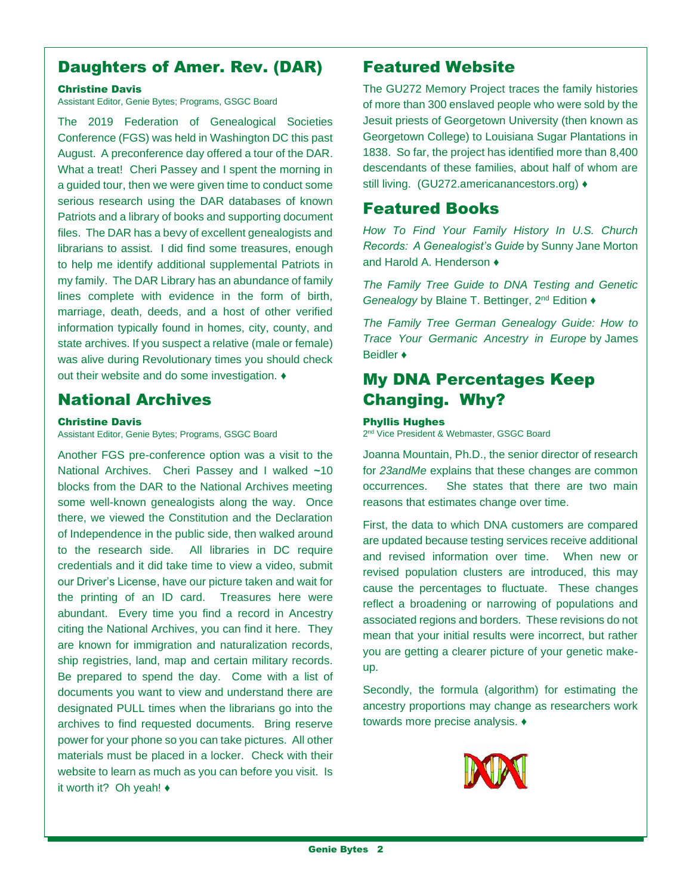## Daughters of Amer. Rev. (DAR)

**Christine Davis**
Assistant Editor, Genie Bytes; Programs, GSGC Board

The 2019 Federation of Genealogical Societies Conference (FGS) was held in Washington DC this past August. A preconference day offered a tour of the DAR. What a treat! Cheri Passey and I spent the morning in a guided tour, then we were given time to conduct some serious research using the DAR databases of known Patriots and a library of books and supporting document files. The DAR has a bevy of excellent genealogists and librarians to assist. I did find some treasures, enough to help me identify additional supplemental Patriots in my family. The DAR Library has an abundance of family lines complete with evidence in the form of birth, marriage, death, deeds, and a host of other verified information typically found in homes, city, county, and state archives. If you suspect a relative (male or female) was alive during Revolutionary times you should check out their website and do some investigation. ♦

## National Archives

**Christine Davis**
Assistant Editor, Genie Bytes; Programs, GSGC Board

Another FGS pre-conference option was a visit to the National Archives. Cheri Passey and I walked ~10 blocks from the DAR to the National Archives meeting some well-known genealogists along the way. Once there, we viewed the Constitution and the Declaration of Independence in the public side, then walked around to the research side. All libraries in DC require credentials and it did take time to view a video, submit our Driver's License, have our picture taken and wait for the printing of an ID card. Treasures here were abundant. Every time you find a record in Ancestry citing the National Archives, you can find it here. They are known for immigration and naturalization records, ship registries, land, map and certain military records. Be prepared to spend the day. Come with a list of documents you want to view and understand there are designated PULL times when the librarians go into the archives to find requested documents. Bring reserve power for your phone so you can take pictures. All other materials must be placed in a locker. Check with their website to learn as much as you can before you visit. Is it worth it? Oh yeah! ♦

## Featured Website

The GU272 Memory Project traces the family histories of more than 300 enslaved people who were sold by the Jesuit priests of Georgetown University (then known as Georgetown College) to Louisiana Sugar Plantations in 1838. So far, the project has identified more than 8,400 descendants of these families, about half of whom are still living. (GU272.americanancestors.org) ♦

## Featured Books

*How To Find Your Family History In U.S. Church Records: A Genealogist's Guide* by Sunny Jane Morton and Harold A. Henderson ♦

*The Family Tree Guide to DNA Testing and Genetic Genealogy* by Blaine T. Bettinger, 2nd Edition ♦

*The Family Tree German Genealogy Guide: How to Trace Your Germanic Ancestry in Europe* by James Beidler ♦

## My DNA Percentages Keep Changing. Why?

**Phyllis Hughes**
2nd Vice President & Webmaster, GSGC Board

Joanna Mountain, Ph.D., the senior director of research for *23andMe* explains that these changes are common occurrences. She states that there are two main reasons that estimates change over time.

First, the data to which DNA customers are compared are updated because testing services receive additional and revised information over time. When new or revised population clusters are introduced, this may cause the percentages to fluctuate. These changes reflect a broadening or narrowing of populations and associated regions and borders. These revisions do not mean that your initial results were incorrect, but rather you are getting a clearer picture of your genetic make-up.

Secondly, the formula (algorithm) for estimating the ancestry proportions may change as researchers work towards more precise analysis. ♦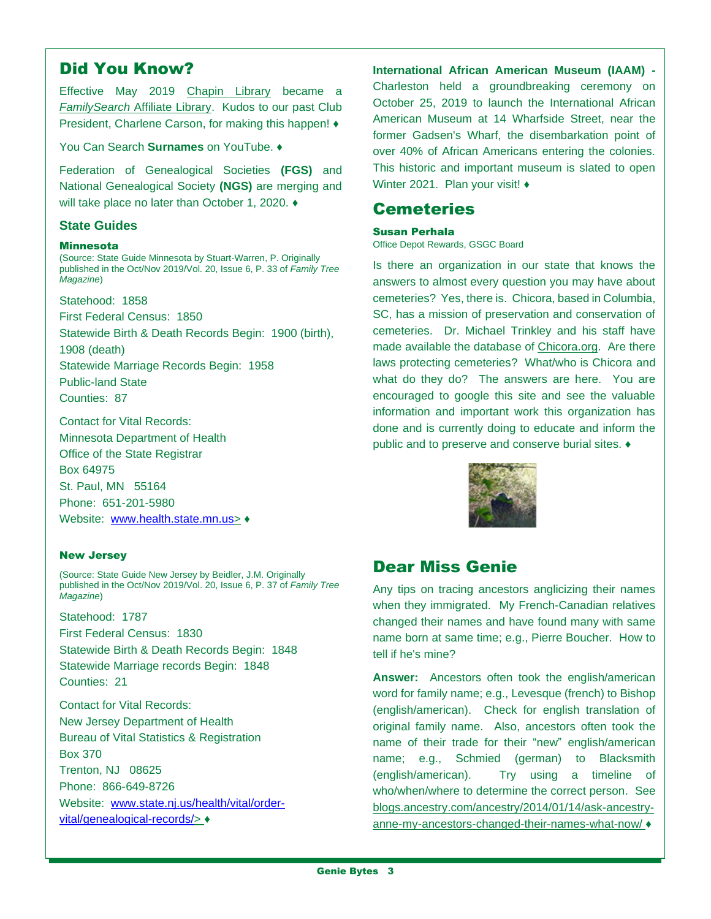## Did You Know?

Effective May 2019 Chapin Library became a *FamilySearch* Affiliate Library. Kudos to our past Club President, Charlene Carson, for making this happen! ♦

You Can Search **Surnames** on YouTube. ♦

Federation of Genealogical Societies **(FGS)** and National Genealogical Society **(NGS)** are merging and will take place no later than October 1, 2020. ♦

### State Guides

#### Minnesota

(Source: State Guide Minnesota by Stuart-Warren, P. Originally published in the Oct/Nov 2019/Vol. 20, Issue 6, P. 33 of *Family Tree Magazine*)

Statehood: 1858
First Federal Census: 1850
Statewide Birth & Death Records Begin: 1900 (birth), 1908 (death)
Statewide Marriage Records Begin: 1958
Public-land State
Counties: 87

Contact for Vital Records:
Minnesota Department of Health
Office of the State Registrar
Box 64975
St. Paul, MN 55164
Phone: 651-201-5980
Website: www.health.state.mn.us> ♦

#### New Jersey

(Source: State Guide New Jersey by Beidler, J.M. Originally published in the Oct/Nov 2019/Vol. 20, Issue 6, P. 37 of *Family Tree Magazine*)

Statehood: 1787
First Federal Census: 1830
Statewide Birth & Death Records Begin: 1848
Statewide Marriage records Begin: 1848
Counties: 21

Contact for Vital Records:
New Jersey Department of Health
Bureau of Vital Statistics & Registration
Box 370
Trenton, NJ 08625
Phone: 866-649-8726
Website: www.state.nj.us/health/vital/order-vital/genealogical-records/> ♦

**International African American Museum (IAAM) -** Charleston held a groundbreaking ceremony on October 25, 2019 to launch the International African American Museum at 14 Wharfside Street, near the former Gadsen's Wharf, the disembarkation point of over 40% of African Americans entering the colonies. This historic and important museum is slated to open Winter 2021. Plan your visit! ♦

## Cemeteries

**Susan Perhala**
Office Depot Rewards, GSGC Board

Is there an organization in our state that knows the answers to almost every question you may have about cemeteries? Yes, there is. Chicora, based in Columbia, SC, has a mission of preservation and conservation of cemeteries. Dr. Michael Trinkley and his staff have made available the database of Chicora.org. Are there laws protecting cemeteries? What/who is Chicora and what do they do? The answers are here. You are encouraged to google this site and see the valuable information and important work this organization has done and is currently doing to educate and inform the public and to preserve and conserve burial sites. ♦

## Dear Miss Genie

Any tips on tracing ancestors anglicizing their names when they immigrated. My French-Canadian relatives changed their names and have found many with same name born at same time; e.g., Pierre Boucher. How to tell if he's mine?

**Answer:** Ancestors often took the english/american word for family name; e.g., Levesque (french) to Bishop (english/american). Check for english translation of original family name. Also, ancestors often took the name of their trade for their "new" english/american name; e.g., Schmied (german) to Blacksmith (english/american). Try using a timeline of who/when/where to determine the correct person. See blogs.ancestry.com/ancestry/2014/01/14/ask-ancestry-anne-my-ancestors-changed-their-names-what-now/ ♦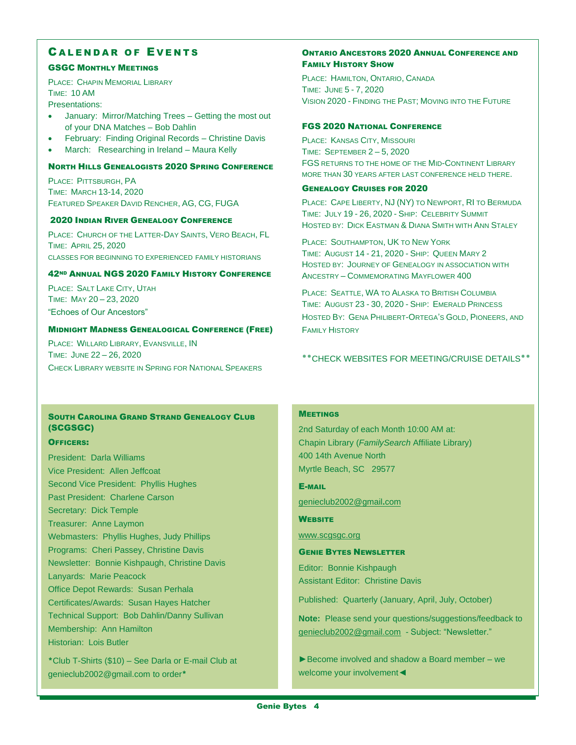## Calendar of Events

### GSGC Monthly Meetings

Place: Chapin Memorial Library
Time: 10 AM
Presentations:

- January: Mirror/Matching Trees – Getting the most out of your DNA Matches – Bob Dahlin
- February: Finding Original Records – Christine Davis
- March: Researching in Ireland – Maura Kelly

### North Hills Genealogists 2020 Spring Conference

Place: Pittsburgh, PA
Time: March 13-14, 2020
Featured Speaker David Rencher, AG, CG, FUGA

### 2020 Indian River Genealogy Conference

Place: Church of the Latter-Day Saints, Vero Beach, FL
Time: April 25, 2020
Classes for beginning to experienced family historians

### 42nd Annual NGS 2020 Family History Conference

Place: Salt Lake City, Utah
Time: May 20 – 23, 2020
"Echoes of Our Ancestors"

### Midnight Madness Genealogical Conference (Free)

Place: Willard Library, Evansville, IN
Time: June 22 – 26, 2020
Check Library website in Spring for National Speakers

### Ontario Ancestors 2020 Annual Conference and Family History Show

Place: Hamilton, Ontario, Canada
Time: June 5 - 7, 2020
Vision 2020 - Finding the Past; Moving into the Future

### FGS 2020 National Conference

Place: Kansas City, Missouri
Time: September 2 – 5, 2020
FGS returns to the home of the Mid-Continent Library more than 30 years after last conference held there.

### Genealogy Cruises for 2020

Place: Cape Liberty, NJ (NY) to Newport, RI to Bermuda
Time: July 19 - 26, 2020 - Ship: Celebrity Summit
Hosted by: Dick Eastman & Diana Smith with Ann Staley

Place: Southampton, UK to New York
Time: August 14 - 21, 2020 - Ship: Queen Mary 2
Hosted by: Journey of Genealogy in association with Ancestry – Commemorating Mayflower 400

Place: Seattle, WA to Alaska to British Columbia
Time: August 23 - 30, 2020 - Ship: Emerald Princess
Hosted By: Gena Philibert-Ortega's Gold, Pioneers, and Family History

**CHECK WEBSITES FOR MEETING/CRUISE DETAILS**

### South Carolina Grand Strand Genealogy Club (SCGSGC)

**Officers:**

President: Darla Williams
Vice President: Allen Jeffcoat
Second Vice President: Phyllis Hughes
Past President: Charlene Carson
Secretary: Dick Temple
Treasurer: Anne Laymon
Webmasters: Phyllis Hughes, Judy Phillips
Programs: Cheri Passey, Christine Davis
Newsletter: Bonnie Kishpaugh, Christine Davis
Lanyards: Marie Peacock
Office Depot Rewards: Susan Perhala
Certificates/Awards: Susan Hayes Hatcher
Technical Support: Bob Dahlin/Danny Sullivan
Membership: Ann Hamilton
Historian: Lois Butler

*Club T-Shirts ($10) – See Darla or E-mail Club at genieclub2002@gmail.com to order*

### Meetings

2nd Saturday of each Month 10:00 AM at:
Chapin Library (*FamilySearch* Affiliate Library)
400 14th Avenue North
Myrtle Beach, SC 29577

### E-mail

genieclub2002@gmail.com

### Website

www.scgsgc.org

### Genie Bytes Newsletter

Editor: Bonnie Kishpaugh
Assistant Editor: Christine Davis

Published: Quarterly (January, April, July, October)

**Note:** Please send your questions/suggestions/feedback to genieclub2002@gmail.com - Subject: "Newsletter."

►Become involved and shadow a Board member – we welcome your involvement◄